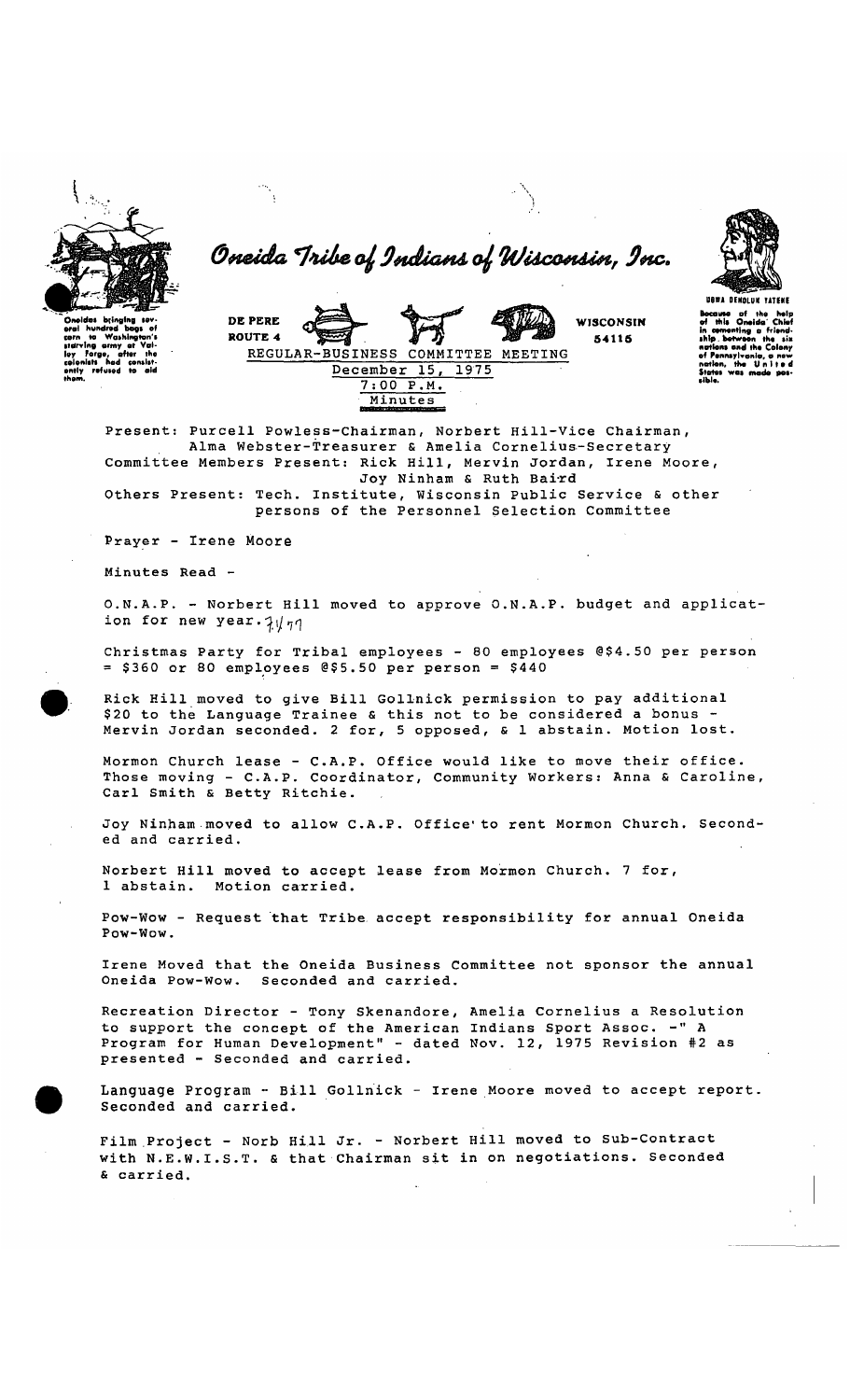# Oneida Tribe of Indians of Wisconsin, Inc.

Oneidas bringing several hundred bags of corn to Washington's starving army at Valley Forge, after the colonists had consistently refused to aid them.

DE PERE
ROUTE 4

WISCONSIN
54115

UGWA DEHOLUH YATEHE
Because of the help of this Oneida Chief in cementing a friendship between the six nations and the Colony of Pennsylvania, a new nation, the United States was made possible.

REGULAR-BUSINESS COMMITTEE MEETING
December 15, 1975
7:00 P.M.
Minutes

Present: Purcell Powless-Chairman, Norbert Hill-Vice Chairman, Alma Webster-Treasurer & Amelia Cornelius-Secretary

Committee Members Present: Rick Hill, Mervin Jordan, Irene Moore, Joy Ninham & Ruth Baird

Others Present: Tech. Institute, Wisconsin Public Service & other persons of the Personnel Selection Committee

Prayer - Irene Moore

Minutes Read -

O.N.A.P. - Norbert Hill moved to approve O.N.A.P. budget and application for new year. 7/77

Christmas Party for Tribal employees - 80 employees @$4.50 per person = $360 or 80 employees @$5.50 per person = $440

Rick Hill moved to give Bill Gollnick permission to pay additional $20 to the Language Trainee & this not to be considered a bonus - Mervin Jordan seconded. 2 for, 5 opposed, & 1 abstain. Motion lost.

Mormon Church lease - C.A.P. Office would like to move their office. Those moving - C.A.P. Coordinator, Community Workers: Anna & Caroline, Carl Smith & Betty Ritchie.

Joy Ninham moved to allow C.A.P. Office to rent Mormon Church. Seconded and carried.

Norbert Hill moved to accept lease from Mormon Church. 7 for, 1 abstain. Motion carried.

Pow-Wow - Request that Tribe accept responsibility for annual Oneida Pow-Wow.

Irene Moved that the Oneida Business Committee not sponsor the annual Oneida Pow-Wow. Seconded and carried.

Recreation Director - Tony Skenandore, Amelia Cornelius a Resolution to support the concept of the American Indians Sport Assoc. -" A Program for Human Development" - dated Nov. 12, 1975 Revision #2 as presented - Seconded and carried.

Language Program - Bill Gollnick - Irene Moore moved to accept report. Seconded and carried.

Film Project - Norb Hill Jr. - Norbert Hill moved to Sub-Contract with N.E.W.I.S.T. & that Chairman sit in on negotiations. Seconded & carried.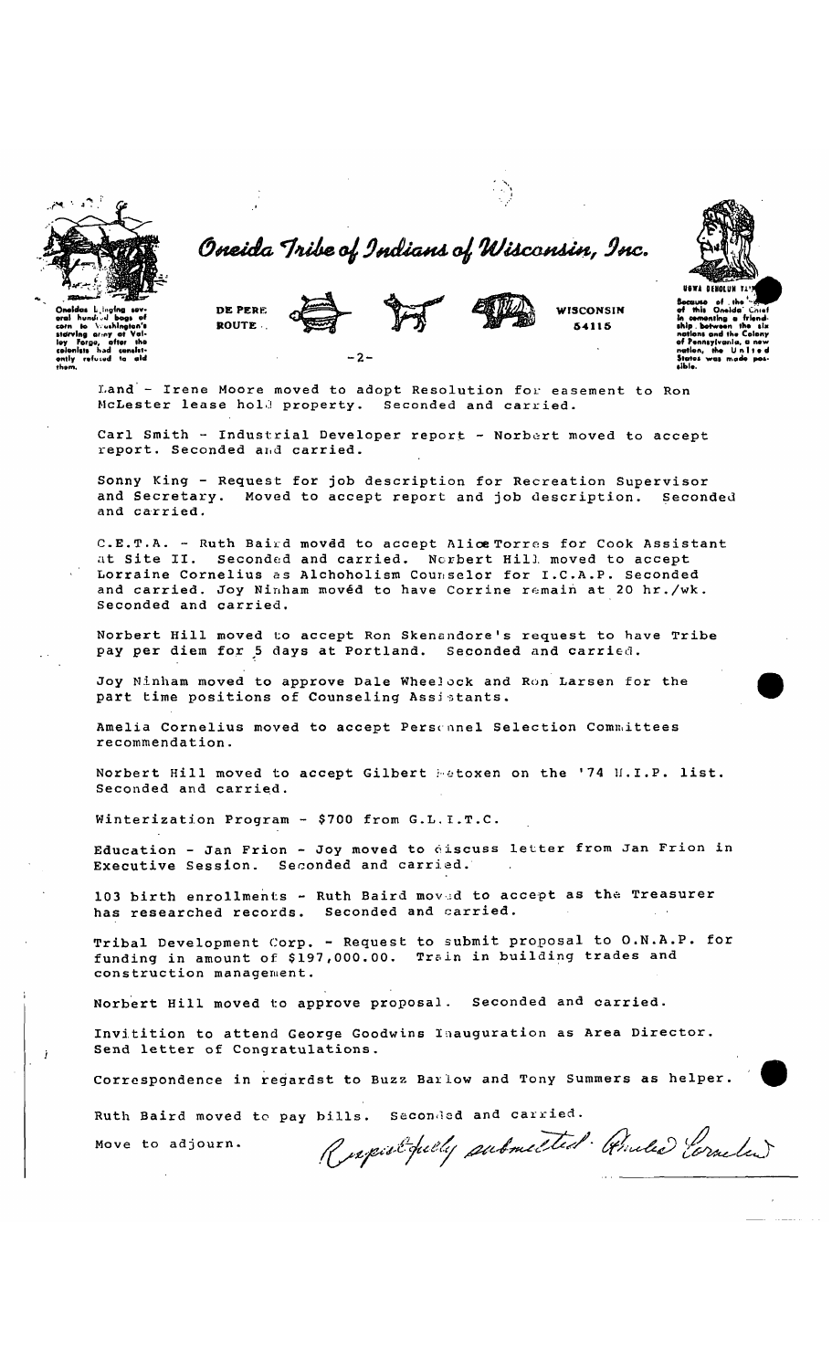Land - Irene Moore moved to adopt Resolution for easement to Ron McLester lease hold property. Seconded and carried.

Carl Smith - Industrial Developer report - Norbert moved to accept report. Seconded and carried.

Sonny King - Request for job description for Recreation Supervisor and Secretary. Moved to accept report and job description. Seconded and carried.

C.E.T.A. - Ruth Baird movèd to accept Alice Torres for Cook Assistant at Site II. Seconded and carried. Norbert Hill moved to accept Lorraine Cornelius as Alchoholism Counselor for I.C.A.P. Seconded and carried. Joy Ninham movéd to have Corrine remain at 20 hr./wk. Seconded and carried.

Norbert Hill moved to accept Ron Skenandore's request to have Tribe pay per diem for 5 days at Portland. Seconded and carried.

Joy Ninham moved to approve Dale Wheelock and Ron Larsen for the part time positions of Counseling Assistants.

Amelia Cornelius moved to accept Personnel Selection Committees recommendation.

Norbert Hill moved to accept Gilbert Metoxen on the '74 M.I.P. list. Seconded and carried.

Winterization Program - $700 from G.L.I.T.C.

Education - Jan Frion - Joy moved to discuss letter from Jan Frion in Executive Session. Seconded and carried.

103 birth enrollments - Ruth Baird moved to accept as the Treasurer has researched records. Seconded and carried.

Tribal Development Corp. - Request to submit proposal to O.N.A.P. for funding in amount of $197,000.00. Train in building trades and construction management.

Norbert Hill moved to approve proposal. Seconded and carried.

Invitition to attend George Goodwins Inauguration as Area Director. Send letter of Congratulations.

Correspondence in regardst to Buzz Barlow and Tony Summers as helper.

Ruth Baird moved to pay bills. Seconded and carried.

Move to adjourn.

Respectfully submitted: Amelia Cornelius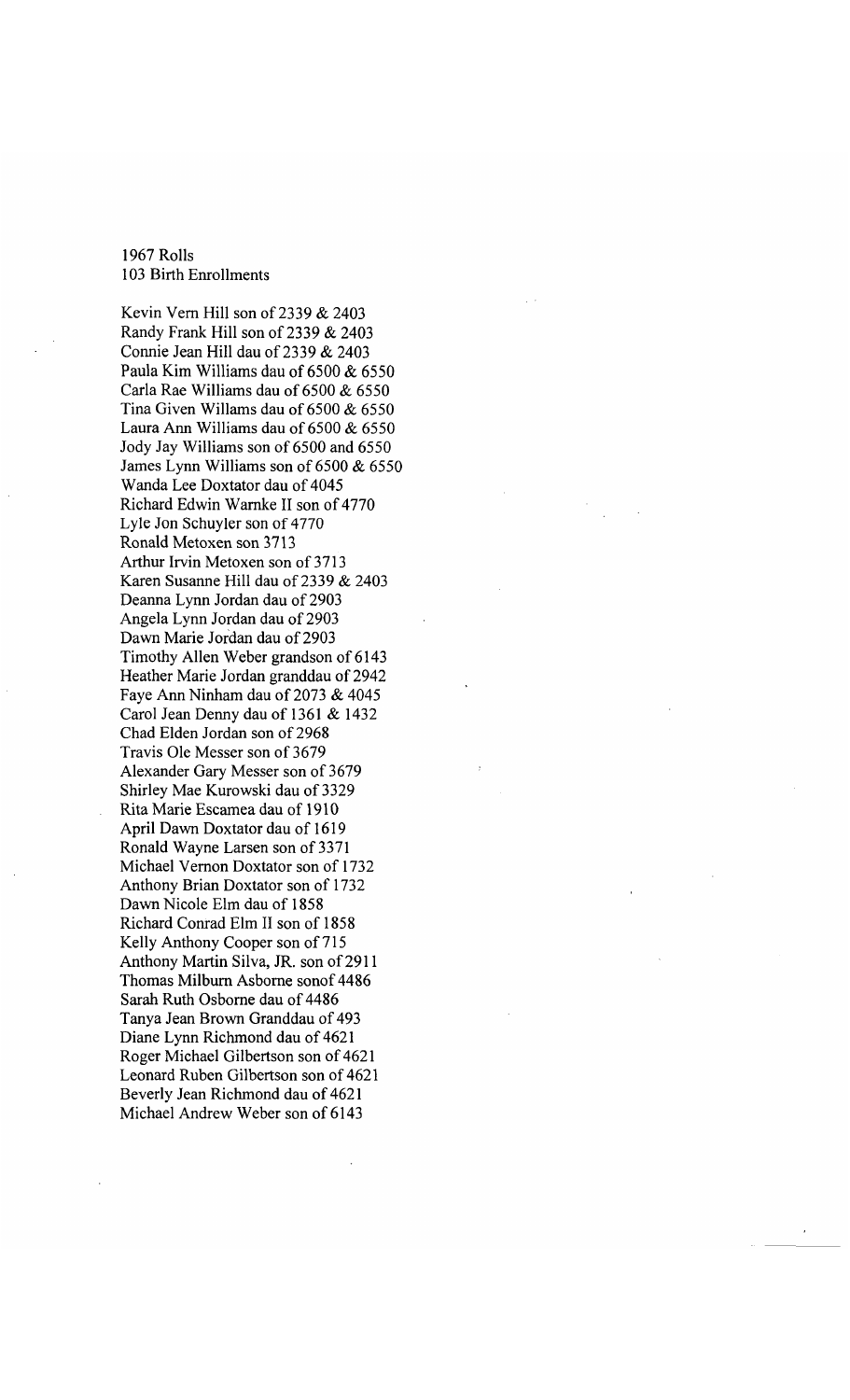1967 Rolls
103 Birth Enrollments

Kevin Vern Hill son of 2339 & 2403
Randy Frank Hill son of 2339 & 2403
Connie Jean Hill dau of 2339 & 2403
Paula Kim Williams dau of 6500 & 6550
Carla Rae Williams dau of 6500 & 6550
Tina Given Willams dau of 6500 & 6550
Laura Ann Williams dau of 6500 & 6550
Jody Jay Williams son of 6500 and 6550
James Lynn Williams son of 6500 & 6550
Wanda Lee Doxtator dau of 4045
Richard Edwin Warnke II son of 4770
Lyle Jon Schuyler son of 4770
Ronald Metoxen son 3713
Arthur Irvin Metoxen son of 3713
Karen Susanne Hill dau of 2339 & 2403
Deanna Lynn Jordan dau of 2903
Angela Lynn Jordan dau of 2903
Dawn Marie Jordan dau of 2903
Timothy Allen Weber grandson of 6143
Heather Marie Jordan granddau of 2942
Faye Ann Ninham dau of 2073 & 4045
Carol Jean Denny dau of 1361 & 1432
Chad Elden Jordan son of 2968
Travis Ole Messer son of 3679
Alexander Gary Messer son of 3679
Shirley Mae Kurowski dau of 3329
Rita Marie Escamea dau of 1910
April Dawn Doxtator dau of 1619
Ronald Wayne Larsen son of 3371
Michael Vernon Doxtator son of 1732
Anthony Brian Doxtator son of 1732
Dawn Nicole Elm dau of 1858
Richard Conrad Elm II son of 1858
Kelly Anthony Cooper son of 715
Anthony Martin Silva, JR. son of 2911
Thomas Milburn Asborne sonof 4486
Sarah Ruth Osborne dau of 4486
Tanya Jean Brown Granddau of 493
Diane Lynn Richmond dau of 4621
Roger Michael Gilbertson son of 4621
Leonard Ruben Gilbertson son of 4621
Beverly Jean Richmond dau of 4621
Michael Andrew Weber son of 6143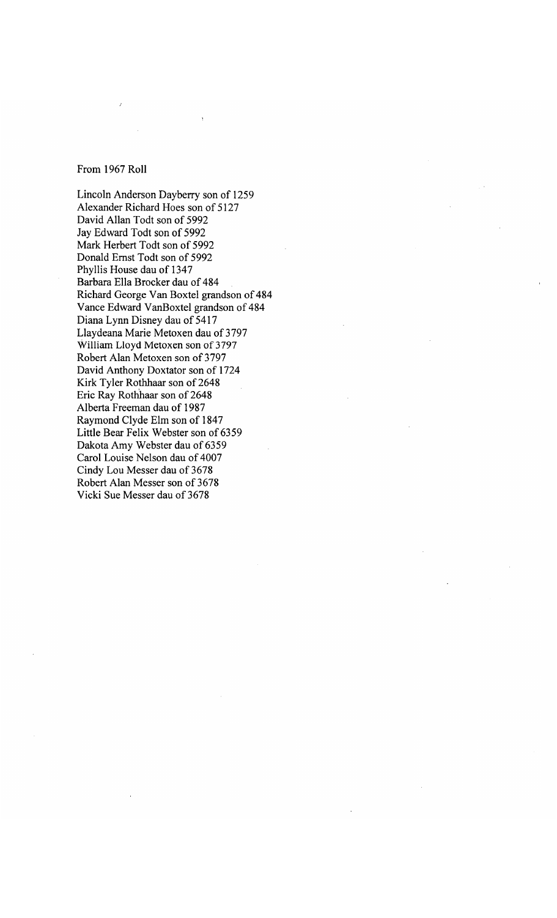From 1967 Roll

Lincoln Anderson Dayberry son of 1259
Alexander Richard Hoes son of 5127
David Allan Todt son of 5992
Jay Edward Todt son of 5992
Mark Herbert Todt son of 5992
Donald Ernst Todt son of 5992
Phyllis House dau of 1347
Barbara Ella Brocker dau of 484
Richard George Van Boxtel grandson of 484
Vance Edward VanBoxtel grandson of 484
Diana Lynn Disney dau of 5417
Llaydeana Marie Metoxen dau of 3797
William Lloyd Metoxen son of 3797
Robert Alan Metoxen son of 3797
David Anthony Doxtator son of 1724
Kirk Tyler Rothhaar son of 2648
Eric Ray Rothhaar son of 2648
Alberta Freeman dau of 1987
Raymond Clyde Elm son of 1847
Little Bear Felix Webster son of 6359
Dakota Amy Webster dau of 6359
Carol Louise Nelson dau of 4007
Cindy Lou Messer dau of 3678
Robert Alan Messer son of 3678
Vicki Sue Messer dau of 3678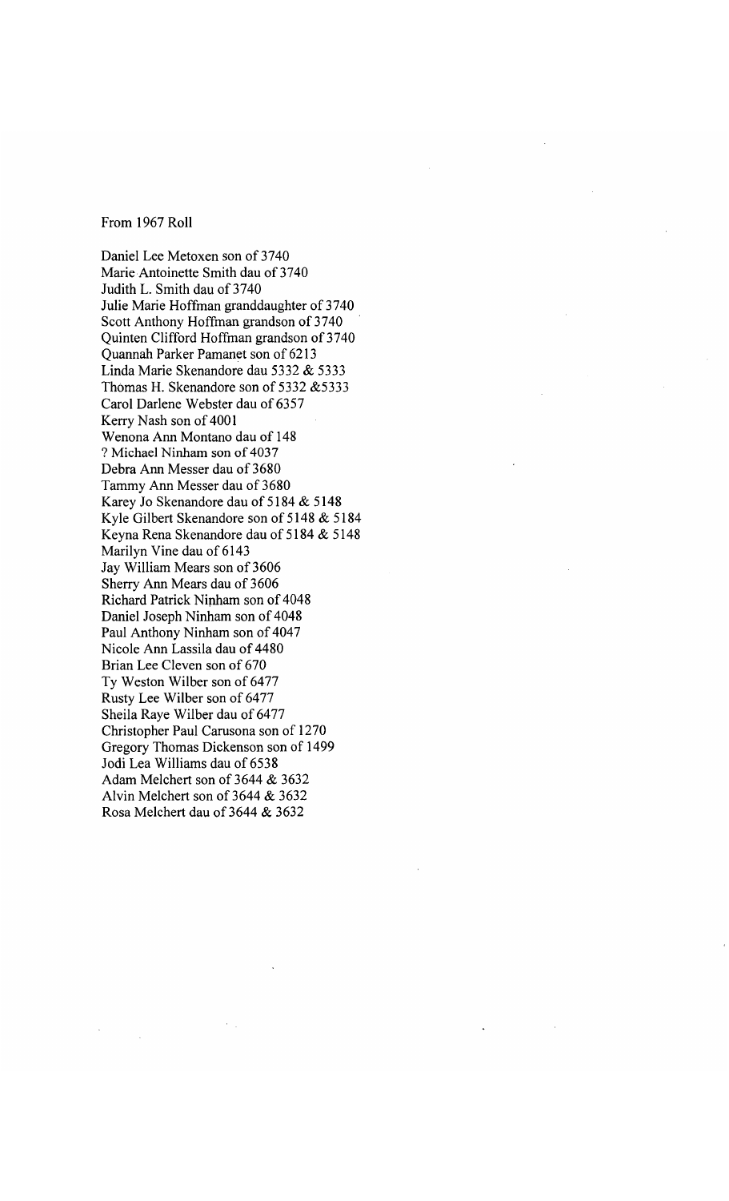From 1967 Roll

Daniel Lee Metoxen son of 3740
Marie Antoinette Smith dau of 3740
Judith L. Smith dau of 3740
Julie Marie Hoffman granddaughter of 3740
Scott Anthony Hoffman grandson of 3740
Quinten Clifford Hoffman grandson of 3740
Quannah Parker Pamanet son of 6213
Linda Marie Skenandore dau 5332 & 5333
Thomas H. Skenandore son of 5332 &5333
Carol Darlene Webster dau of 6357
Kerry Nash son of 4001
Wenona Ann Montano dau of 148
? Michael Ninham son of 4037
Debra Ann Messer dau of 3680
Tammy Ann Messer dau of 3680
Karey Jo Skenandore dau of 5184 & 5148
Kyle Gilbert Skenandore son of 5148 & 5184
Keyna Rena Skenandore dau of 5184 & 5148
Marilyn Vine dau of 6143
Jay William Mears son of 3606
Sherry Ann Mears dau of 3606
Richard Patrick Ninham son of 4048
Daniel Joseph Ninham son of 4048
Paul Anthony Ninham son of 4047
Nicole Ann Lassila dau of 4480
Brian Lee Cleven son of 670
Ty Weston Wilber son of 6477
Rusty Lee Wilber son of 6477
Sheila Raye Wilber dau of 6477
Christopher Paul Carusona son of 1270
Gregory Thomas Dickenson son of 1499
Jodi Lea Williams dau of 6538
Adam Melchert son of 3644 & 3632
Alvin Melchert son of 3644 & 3632
Rosa Melchert dau of 3644 & 3632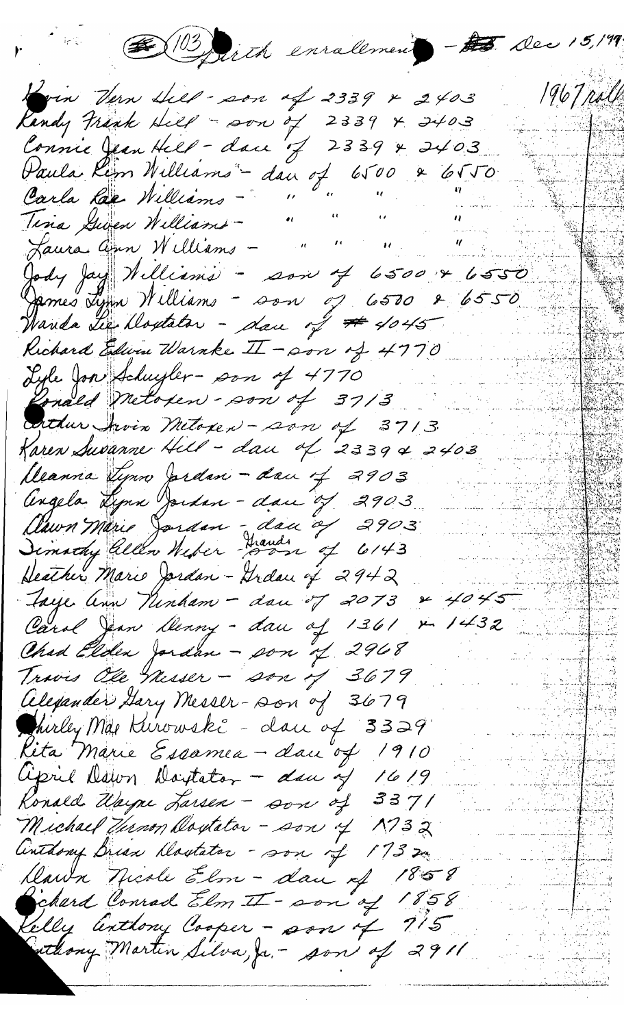(103) Birth enrollment - Dec 15, 1977

1967 roll

Kevin Vern Hill - son of 2339 + 2403
Randy Frank Hill - son of 2339 + 2403
Connie Jean Hill - dau of 2339 + 2403
Paula Kim Williams - dau of 6500 + 6550
Carla Rae Williams - " " " "
Tina Gwen Williams - " " " "
Laura Ann Williams - " " " "
Jody Jay Williams - son of 6500 + 6550
James Lynn Williams - son of 6500 + 6550
Wanda Lee Dostator - dau of # 4045
Richard Edwin Warnke II - son of 4770
Lyle Jon Schuyler - son of 4770
Ronald Metoxen - son of 3713
Arthur Irvin Metoxen - son of 3713
Karen Suzanne Hill - dau of 2339 + 2403
Deanna Lynn Jordan - dau of 2903
Angela Lynn Jordan - dau of 2903
Dawn Marie Jordan - dau of 2903
Timothy Allen Weber - Grands son of 6143
Heather Marie Jordan - Grdau of 2942
Faye Ann Ninham - dau of 2073 + 4045
Carol Jean Denny - dau of 1361 + 1432
Chad Elden Jordan - son of 2968
Travis Ole Messer - son of 3679
Alexander Gary Messer - son of 3679
Shirley Mae Kurowski - dau of 3329
Rita Marie Escamea - dau of 1910
April Dawn Dostator - dau of 1619
Ronald Wayne Larsen - son of 3371
Michael Vernon Dostator - son of 1732
Anthony Brian Dostator - son of 1732
Dawn Nicole Elm - dau of 1858
Richard Conrad Elm II - son of 1858
Kelly Anthony Cooper - son of 715
Anthony Martin Silva, Jr. - son of 2911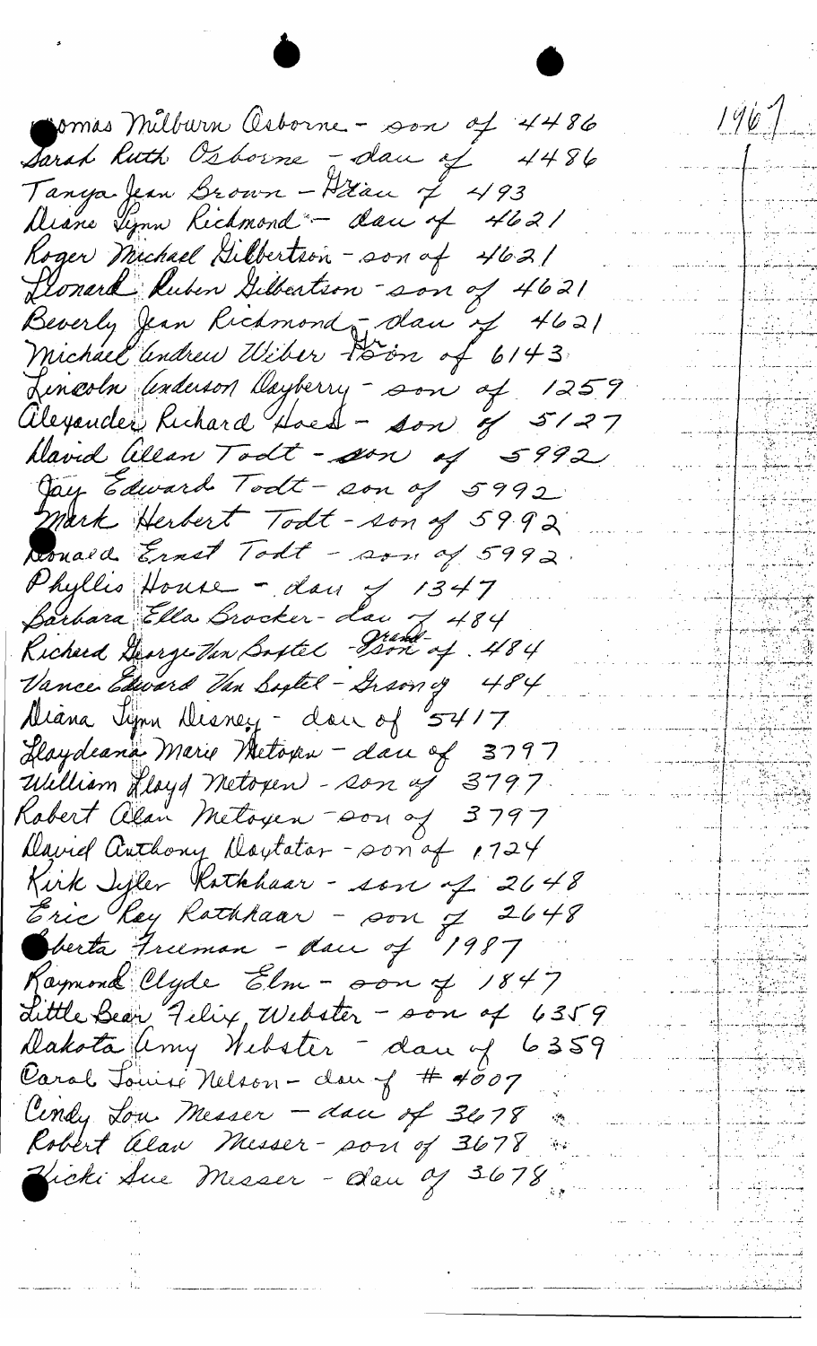1961

Thomas Milburn Osborne - son of 4486
Sarah Ruth Osborne - dau of 4486
Tanya Jean Brown - Gdau of 493
Diane Lynn Richmond - dau of 4621
Roger Michael Gilbertson - son of 4621
Leonard Ruben Gilbertson - son of 4621
Beverly Jean Richmond - dau of 4621
Michael Andrew Wiber - Gson of 6143
Lincoln Anderson Dayberry - son of 1259
Alexander Richard Hoest - son of 5127
David Allan Todt - son of 5992
Jay Edward Todt - son of 5992
Mark Herbert Todt - son of 5992
Donald Ernst Todt - son of 5992
Phyllis House - dau of 1347
Barbara Ella Brocker - dau of 484
Richard George Van Boxtel - Grand son of 484
Vance Edward Van Boxtel - Gson of 484
Diana Lynn Disney - dau of 5417
Laydeana Marie Metoxen - dau of 3797
William Lloyd Metoxen - son of 3797
Robert Alan Metoxen - son of 3797
David Anthony Doxtator - son of 1724
Kirk Tyler Rathkaar - son of 2648
Eric Ray Rathkaar - son of 2648
Roberta Freeman - dau of 1987
Raymond Clyde Elm - son of 1847
Little Bear Felix Webster - son of 6359
Dakota Amy Webster - dau of 6359
Carol Louise Nelson - dau of # 4007
Cindy Lou Messer - dau of 3678
Robert Alan Messer - son of 3678
Vicki Sue Messer - dau of 3678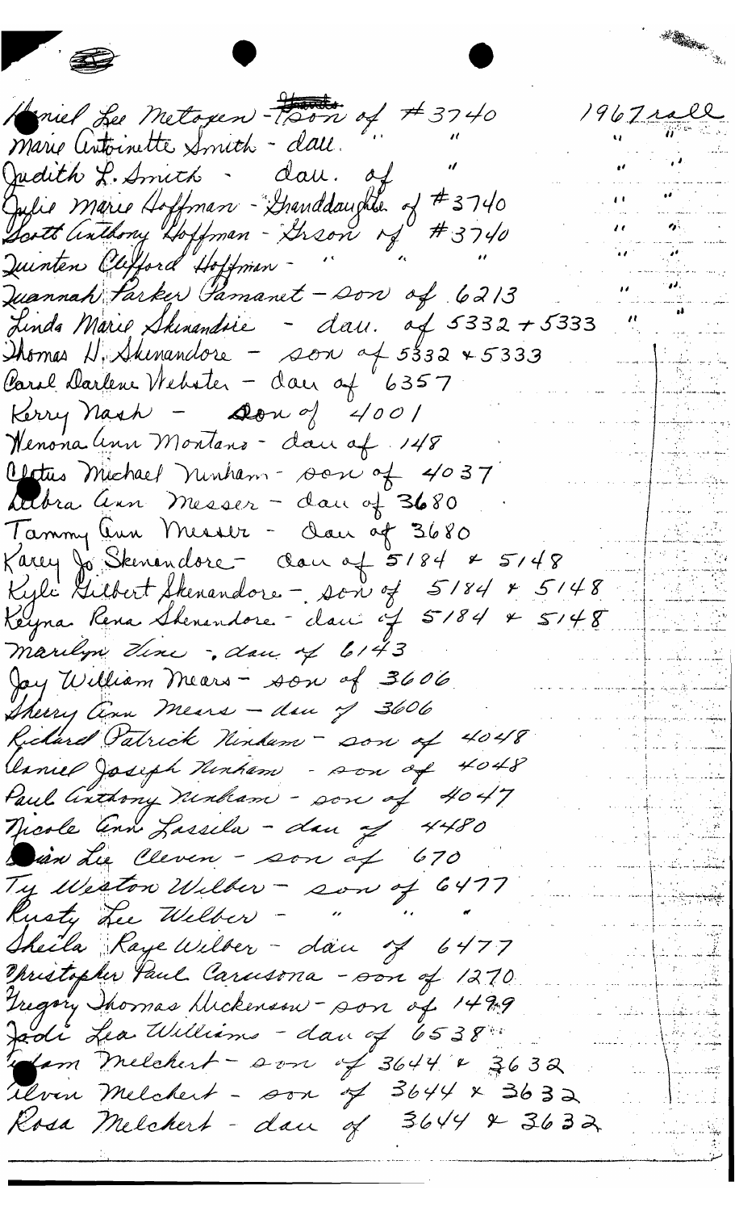Daniel Lee Metoxen - ~~Grands~~ son of #3740 1967 roll

Marie Antoinette Smith - dau. " " "

Judith L. Smith - dau. of " "

Julie Marie Hoffman - Granddaughter of #3740 "

Scott Anthony Hoffman - Grson of #3740 "

Quinten Clifford Hoffman - " " " "

Juannah Parker Pamanet - son of 6213 "

Linda Marie Shenandore - dau. of 5332 + 5333 "

Thomas H. Skenandore - son of 5332 + 5333

Carol Darlene Webster - dau of 6357

Kerry Nash - son of 4001

Wenona Ann Montano - dau of 148

Cletus Michael Ninham - son of 4037

Debra Ann Messer - dau of 3680

Tammy Ann Messer - dau of 3680

Karey Jo Skenandore - dau of 5184 + 5148

Kyle Gilbert Skenandore - son of 5184 + 5148

Keyna Rena Skenandore - dau of 5184 + 5148

Marilyn Vine - dau of 6143

Jay William Mears - son of 3606

Sherry Ann Mears - dau of 3606

Richard Patrick Ninham - son of 4048

Daniel Joseph Ninham - son of 4048

Paul Anthony Ninham - son of 4047

Nicole Ann Lassila - dau of 4480

Dian Lee Cleven - son of 670

Ty Weston Wilber - son of 6477

Rusty Lee Wilber - " " "

Sheila Raye Wilber - dau of 6477

Christopher Paul Carusona - son of 1270

Gregory Thomas Dickenson - son of 1499

Jodi Lea Williams - dau of 6538

Adam Melchert - son of 3644 + 3632

Kevin Melchert - son of 3644 + 3632

Rosa Melchert - dau of 3644 + 3632